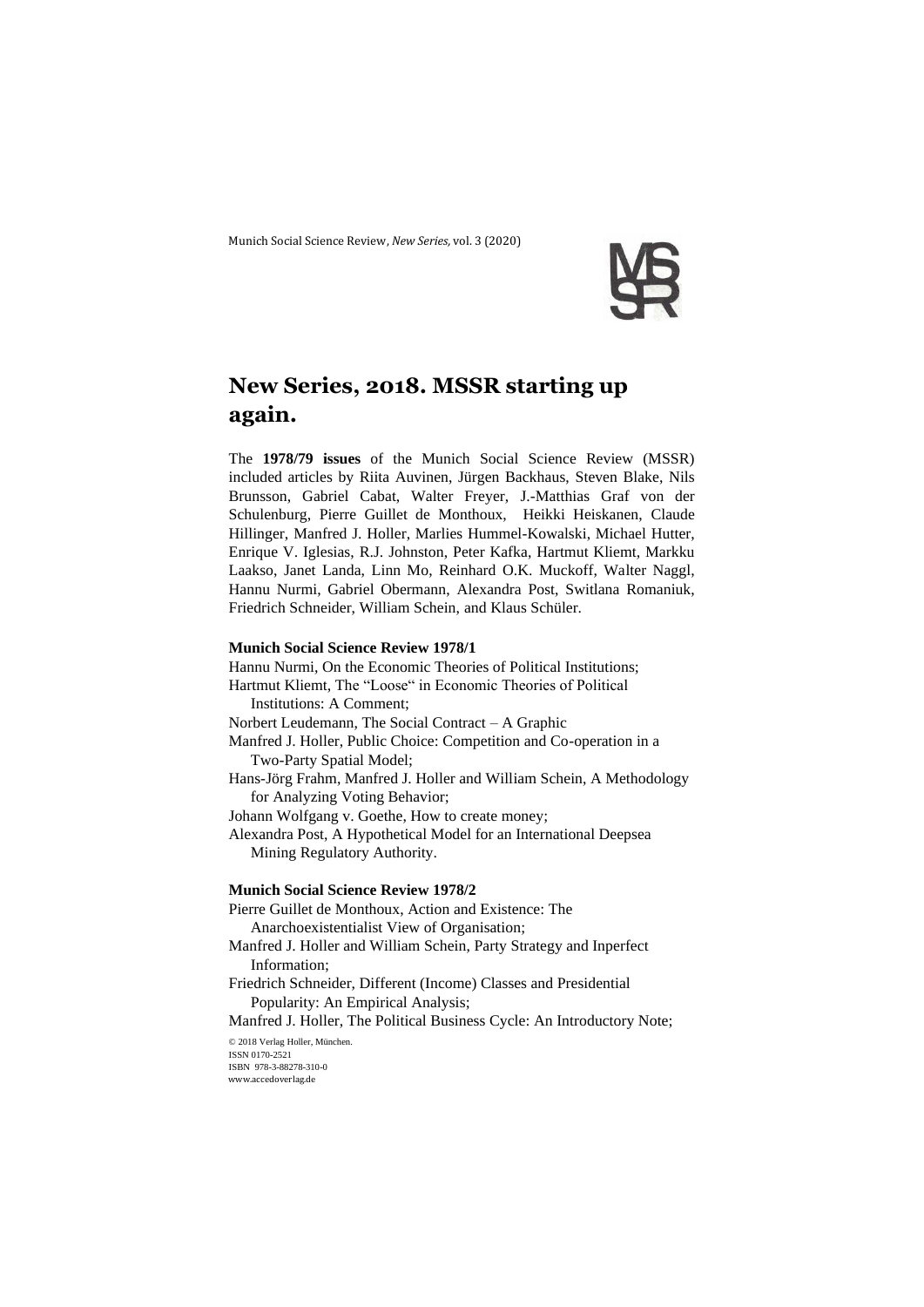# New Series, 2018. MSSR starting up again.

The **1978/79 issues** of the Munich Social Science Review (MSSR) included articles by Riita Auvinen, Jürgen Backhaus, Steven Blake, Nils Brunsson, Gabriel Cabat, Walter Freyer, J.-Matthias Graf von der Schulenburg, Pierre Guillet de Monthoux, Heikki Heiskanen, Claude Hillinger, Manfred J. Holler, Marlies Hummel-Kowalski, Michael Hutter, Enrique V. Iglesias, R.J. Johnston, Peter Kafka, Hartmut Kliemt, Markku Laakso, Janet Landa, Linn Mo, Reinhard O.K. Muckoff, Walter Naggl, Hannu Nurmi, Gabriel Obermann, Alexandra Post, Switlana Romaniuk, Friedrich Schneider, William Schein, and Klaus Schüler.

**Munich Social Science Review 1978/1**

Hannu Nurmi, On the Economic Theories of Political Institutions;
Hartmut Kliemt, The "Loose" in Economic Theories of Political Institutions: A Comment;
Norbert Leudemann, The Social Contract – A Graphic
Manfred J. Holler, Public Choice: Competition and Co-operation in a Two-Party Spatial Model;
Hans-Jörg Frahm, Manfred J. Holler and William Schein, A Methodology for Analyzing Voting Behavior;
Johann Wolfgang v. Goethe, How to create money;
Alexandra Post, A Hypothetical Model for an International Deepsea Mining Regulatory Authority.

**Munich Social Science Review 1978/2**

Pierre Guillet de Monthoux, Action and Existence: The Anarchoexistentialist View of Organisation;
Manfred J. Holler and William Schein, Party Strategy and Inperfect Information;
Friedrich Schneider, Different (Income) Classes and Presidential Popularity: An Empirical Analysis;
Manfred J. Holler, The Political Business Cycle: An Introductory Note;

© 2018 Verlag Holler, München.
ISSN 0170-2521
ISBN 978-3-88278-310-0
www.accedoverlag.de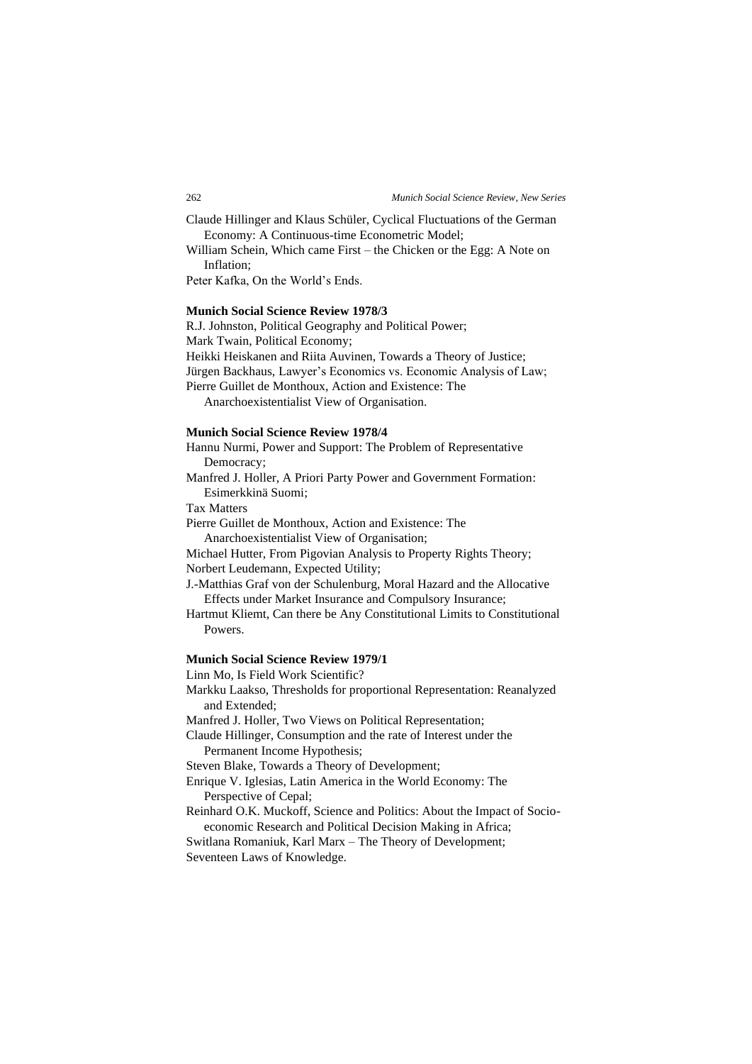Claude Hillinger and Klaus Schüler, Cyclical Fluctuations of the German Economy: A Continuous-time Econometric Model;

William Schein, Which came First – the Chicken or the Egg: A Note on Inflation;

Peter Kafka, On the World's Ends.

**Munich Social Science Review 1978/3**

R.J. Johnston, Political Geography and Political Power;

Mark Twain, Political Economy;

Heikki Heiskanen and Riita Auvinen, Towards a Theory of Justice;

Jürgen Backhaus, Lawyer's Economics vs. Economic Analysis of Law;

Pierre Guillet de Monthoux, Action and Existence: The Anarchoexistentialist View of Organisation.

**Munich Social Science Review 1978/4**

Hannu Nurmi, Power and Support: The Problem of Representative Democracy;

Manfred J. Holler, A Priori Party Power and Government Formation: Esimerkkinä Suomi;

Tax Matters

Pierre Guillet de Monthoux, Action and Existence: The Anarchoexistentialist View of Organisation;

Michael Hutter, From Pigovian Analysis to Property Rights Theory;

Norbert Leudemann, Expected Utility;

J.-Matthias Graf von der Schulenburg, Moral Hazard and the Allocative Effects under Market Insurance and Compulsory Insurance;

Hartmut Kliemt, Can there be Any Constitutional Limits to Constitutional Powers.

**Munich Social Science Review 1979/1**

Linn Mo, Is Field Work Scientific?

Markku Laakso, Thresholds for proportional Representation: Reanalyzed and Extended;

Manfred J. Holler, Two Views on Political Representation;

Claude Hillinger, Consumption and the rate of Interest under the Permanent Income Hypothesis;

Steven Blake, Towards a Theory of Development;

Enrique V. Iglesias, Latin America in the World Economy: The Perspective of Cepal;

Reinhard O.K. Muckoff, Science and Politics: About the Impact of Socio-economic Research and Political Decision Making in Africa;

Switlana Romaniuk, Karl Marx – The Theory of Development;

Seventeen Laws of Knowledge.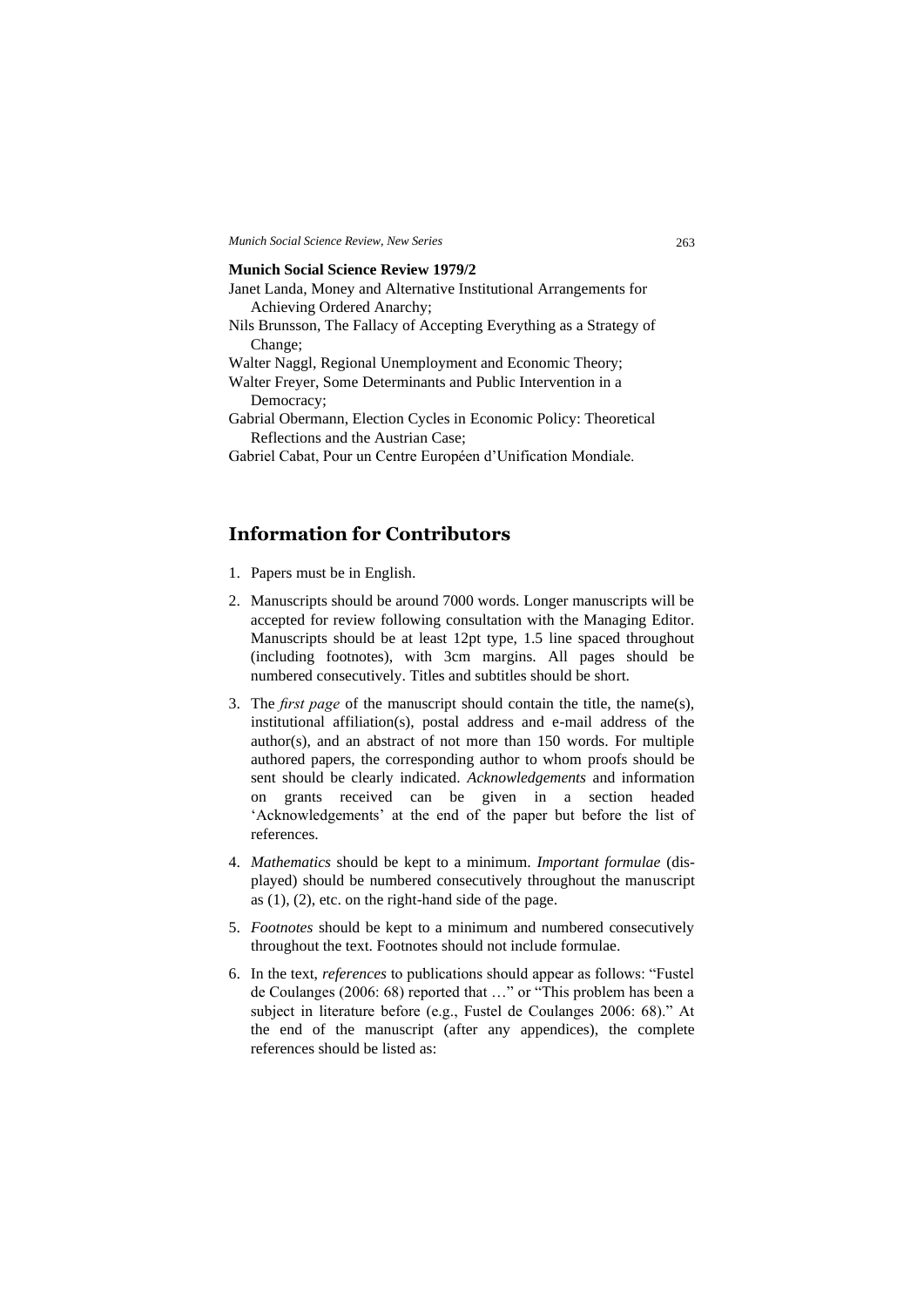**Munich Social Science Review 1979/2**

Janet Landa, Money and Alternative Institutional Arrangements for Achieving Ordered Anarchy;

Nils Brunsson, The Fallacy of Accepting Everything as a Strategy of Change;

Walter Naggl, Regional Unemployment and Economic Theory;

Walter Freyer, Some Determinants and Public Intervention in a Democracy;

Gabrial Obermann, Election Cycles in Economic Policy: Theoretical Reflections and the Austrian Case;

Gabriel Cabat, Pour un Centre Européen d'Unification Mondiale.

## Information for Contributors

1. Papers must be in English.

2. Manuscripts should be around 7000 words. Longer manuscripts will be accepted for review following consultation with the Managing Editor. Manuscripts should be at least 12pt type, 1.5 line spaced throughout (including footnotes), with 3cm margins. All pages should be numbered consecutively. Titles and subtitles should be short.

3. The *first page* of the manuscript should contain the title, the name(s), institutional affiliation(s), postal address and e-mail address of the author(s), and an abstract of not more than 150 words. For multiple authored papers, the corresponding author to whom proofs should be sent should be clearly indicated. *Acknowledgements* and information on grants received can be given in a section headed 'Acknowledgements' at the end of the paper but before the list of references.

4. *Mathematics* should be kept to a minimum. *Important formulae* (displayed) should be numbered consecutively throughout the manuscript as (1), (2), etc. on the right-hand side of the page.

5. *Footnotes* should be kept to a minimum and numbered consecutively throughout the text. Footnotes should not include formulae.

6. In the text, *references* to publications should appear as follows: "Fustel de Coulanges (2006: 68) reported that …" or "This problem has been a subject in literature before (e.g., Fustel de Coulanges 2006: 68)." At the end of the manuscript (after any appendices), the complete references should be listed as: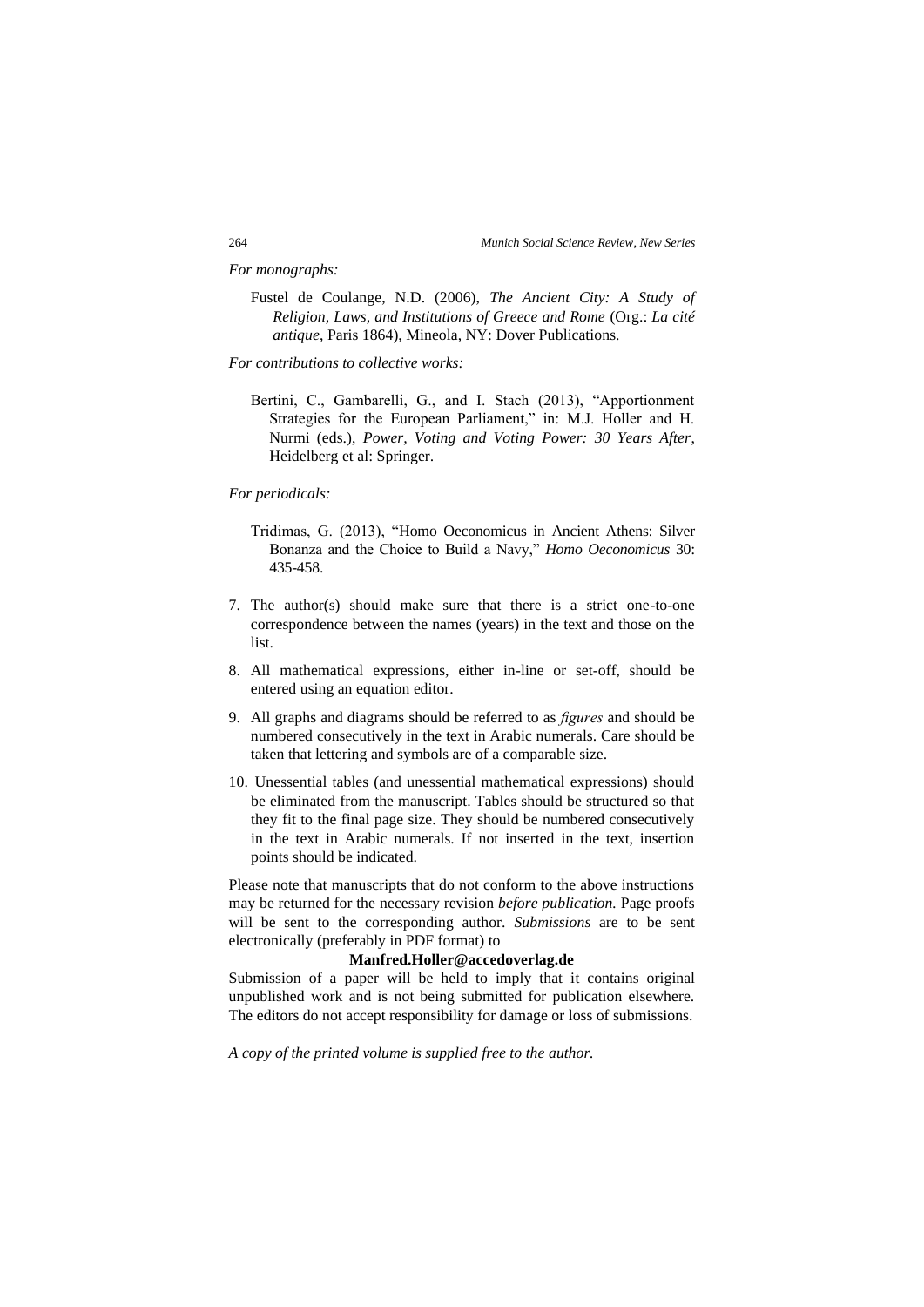*For monographs:*

Fustel de Coulange, N.D. (2006), *The Ancient City: A Study of Religion, Laws, and Institutions of Greece and Rome* (Org.: *La cité antique*, Paris 1864), Mineola, NY: Dover Publications.

*For contributions to collective works:*

Bertini, C., Gambarelli, G., and I. Stach (2013), "Apportionment Strategies for the European Parliament," in: M.J. Holler and H. Nurmi (eds.), *Power, Voting and Voting Power: 30 Years After*, Heidelberg et al: Springer.

*For periodicals:*

Tridimas, G. (2013), "Homo Oeconomicus in Ancient Athens: Silver Bonanza and the Choice to Build a Navy," *Homo Oeconomicus* 30: 435-458.

7. The author(s) should make sure that there is a strict one-to-one correspondence between the names (years) in the text and those on the list.
8. All mathematical expressions, either in-line or set-off, should be entered using an equation editor.
9. All graphs and diagrams should be referred to as *figures* and should be numbered consecutively in the text in Arabic numerals. Care should be taken that lettering and symbols are of a comparable size.
10. Unessential tables (and unessential mathematical expressions) should be eliminated from the manuscript. Tables should be structured so that they fit to the final page size. They should be numbered consecutively in the text in Arabic numerals. If not inserted in the text, insertion points should be indicated.

Please note that manuscripts that do not conform to the above instructions may be returned for the necessary revision *before publication.* Page proofs will be sent to the corresponding author. *Submissions* are to be sent electronically (preferably in PDF format) to

**Manfred.Holler@accedoverlag.de**

Submission of a paper will be held to imply that it contains original unpublished work and is not being submitted for publication elsewhere. The editors do not accept responsibility for damage or loss of submissions.

*A copy of the printed volume is supplied free to the author.*